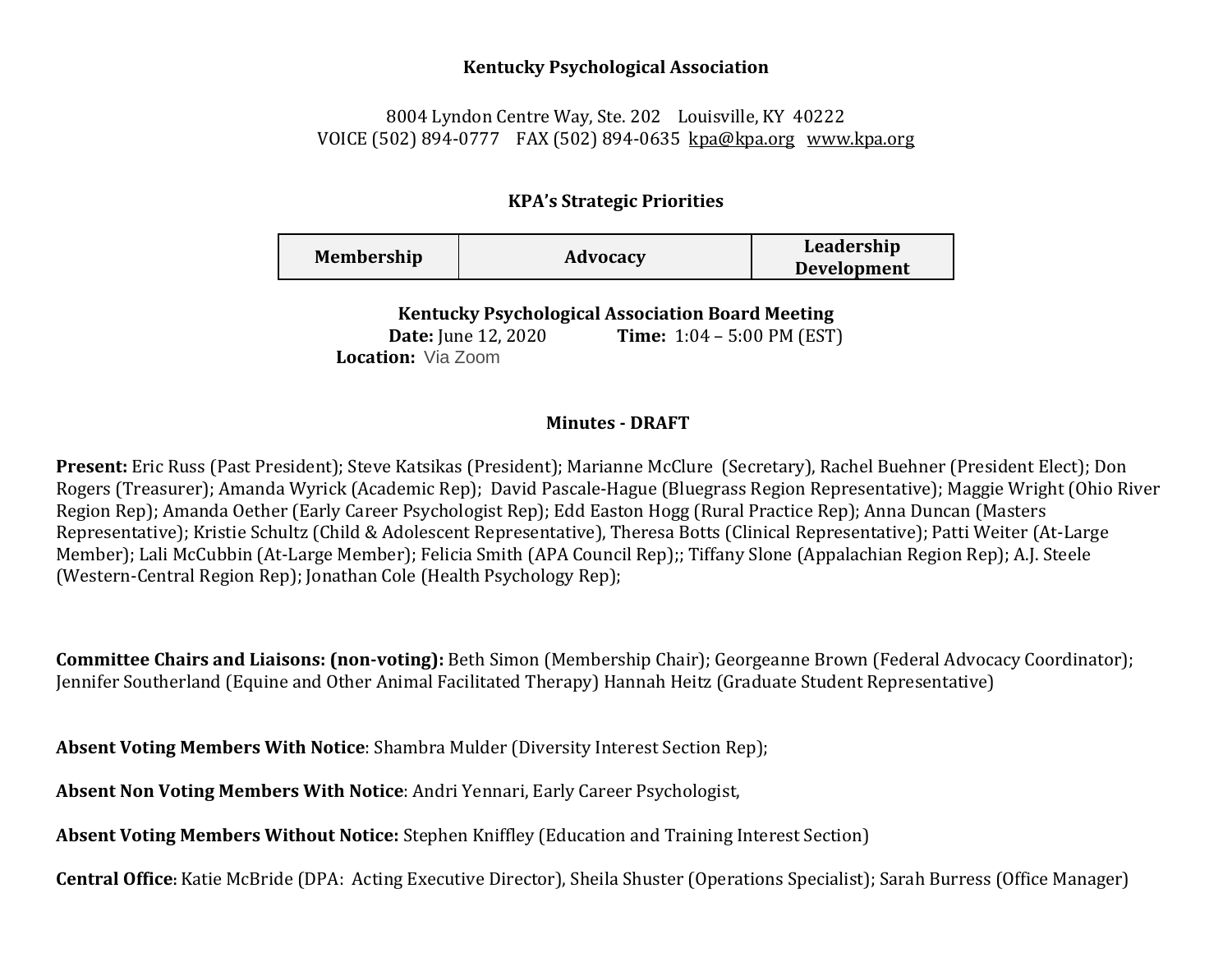**Kentucky Psychological Association**

8004 Lyndon Centre Way, Ste. 202 Louisville, KY 40222
VOICE (502) 894-0777 FAX (502) 894-0635 kpa@kpa.org www.kpa.org

**KPA's Strategic Priorities**

| Membership | Advocacy | Leadership Development |
|---|---|---|

**Kentucky Psychological Association Board Meeting**
**Date:** June 12, 2020 **Time:** 1:04 – 5:00 PM (EST)
**Location:** Via Zoom

**Minutes - DRAFT**

**Present:** Eric Russ (Past President); Steve Katsikas (President); Marianne McClure (Secretary), Rachel Buehner (President Elect); Don Rogers (Treasurer); Amanda Wyrick (Academic Rep); David Pascale-Hague (Bluegrass Region Representative); Maggie Wright (Ohio River Region Rep); Amanda Oether (Early Career Psychologist Rep); Edd Easton Hogg (Rural Practice Rep); Anna Duncan (Masters Representative); Kristie Schultz (Child & Adolescent Representative), Theresa Botts (Clinical Representative); Patti Weiter (At-Large Member); Lali McCubbin (At-Large Member); Felicia Smith (APA Council Rep);; Tiffany Slone (Appalachian Region Rep); A.J. Steele (Western-Central Region Rep); Jonathan Cole (Health Psychology Rep);

**Committee Chairs and Liaisons: (non-voting):** Beth Simon (Membership Chair); Georgeanne Brown (Federal Advocacy Coordinator); Jennifer Southerland (Equine and Other Animal Facilitated Therapy) Hannah Heitz (Graduate Student Representative)

**Absent Voting Members With Notice**: Shambra Mulder (Diversity Interest Section Rep);

**Absent Non Voting Members With Notice**: Andri Yennari, Early Career Psychologist,

**Absent Voting Members Without Notice:** Stephen Kniffley (Education and Training Interest Section)

**Central Office**: Katie McBride (DPA: Acting Executive Director), Sheila Shuster (Operations Specialist); Sarah Burress (Office Manager)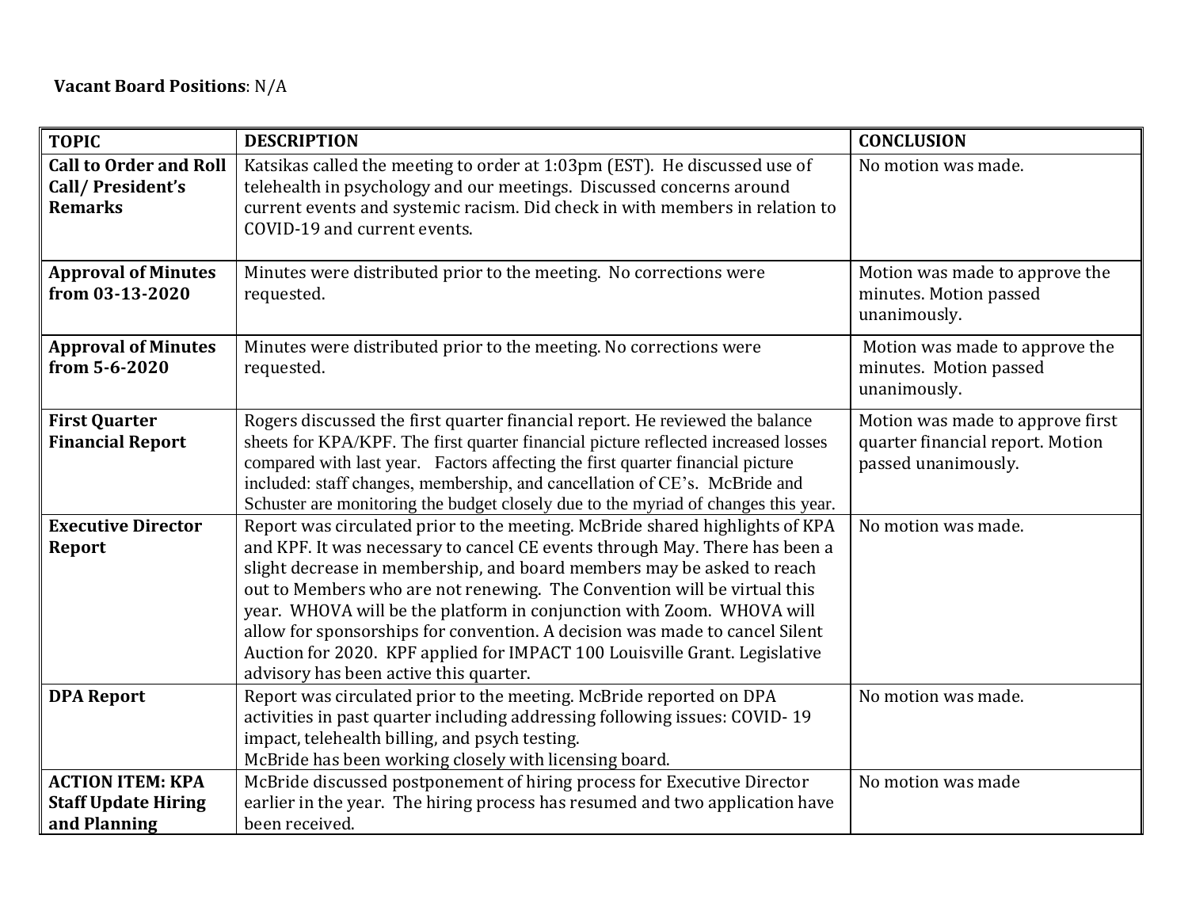**Vacant Board Positions**: N/A

| TOPIC | DESCRIPTION | CONCLUSION |
|---|---|---|
| **Call to Order and Roll Call/ President's Remarks** | Katsikas called the meeting to order at 1:03pm (EST). He discussed use of telehealth in psychology and our meetings. Discussed concerns around current events and systemic racism. Did check in with members in relation to COVID-19 and current events. | No motion was made. |
| **Approval of Minutes from 03-13-2020** | Minutes were distributed prior to the meeting. No corrections were requested. | Motion was made to approve the minutes. Motion passed unanimously. |
| **Approval of Minutes from 5-6-2020** | Minutes were distributed prior to the meeting. No corrections were requested. | Motion was made to approve the minutes. Motion passed unanimously. |
| **First Quarter Financial Report** | Rogers discussed the first quarter financial report. He reviewed the balance sheets for KPA/KPF. The first quarter financial picture reflected increased losses compared with last year. Factors affecting the first quarter financial picture included: staff changes, membership, and cancellation of CE's. McBride and Schuster are monitoring the budget closely due to the myriad of changes this year. | Motion was made to approve first quarter financial report. Motion passed unanimously. |
| **Executive Director Report** | Report was circulated prior to the meeting. McBride shared highlights of KPA and KPF. It was necessary to cancel CE events through May. There has been a slight decrease in membership, and board members may be asked to reach out to Members who are not renewing. The Convention will be virtual this year. WHOVA will be the platform in conjunction with Zoom. WHOVA will allow for sponsorships for convention. A decision was made to cancel Silent Auction for 2020. KPF applied for IMPACT 100 Louisville Grant. Legislative advisory has been active this quarter. | No motion was made. |
| **DPA Report** | Report was circulated prior to the meeting. McBride reported on DPA activities in past quarter including addressing following issues: COVID- 19 impact, telehealth billing, and psych testing.<br>McBride has been working closely with licensing board. | No motion was made. |
| **ACTION ITEM: KPA Staff Update Hiring and Planning** | McBride discussed postponement of hiring process for Executive Director earlier in the year. The hiring process has resumed and two application have been received. | No motion was made |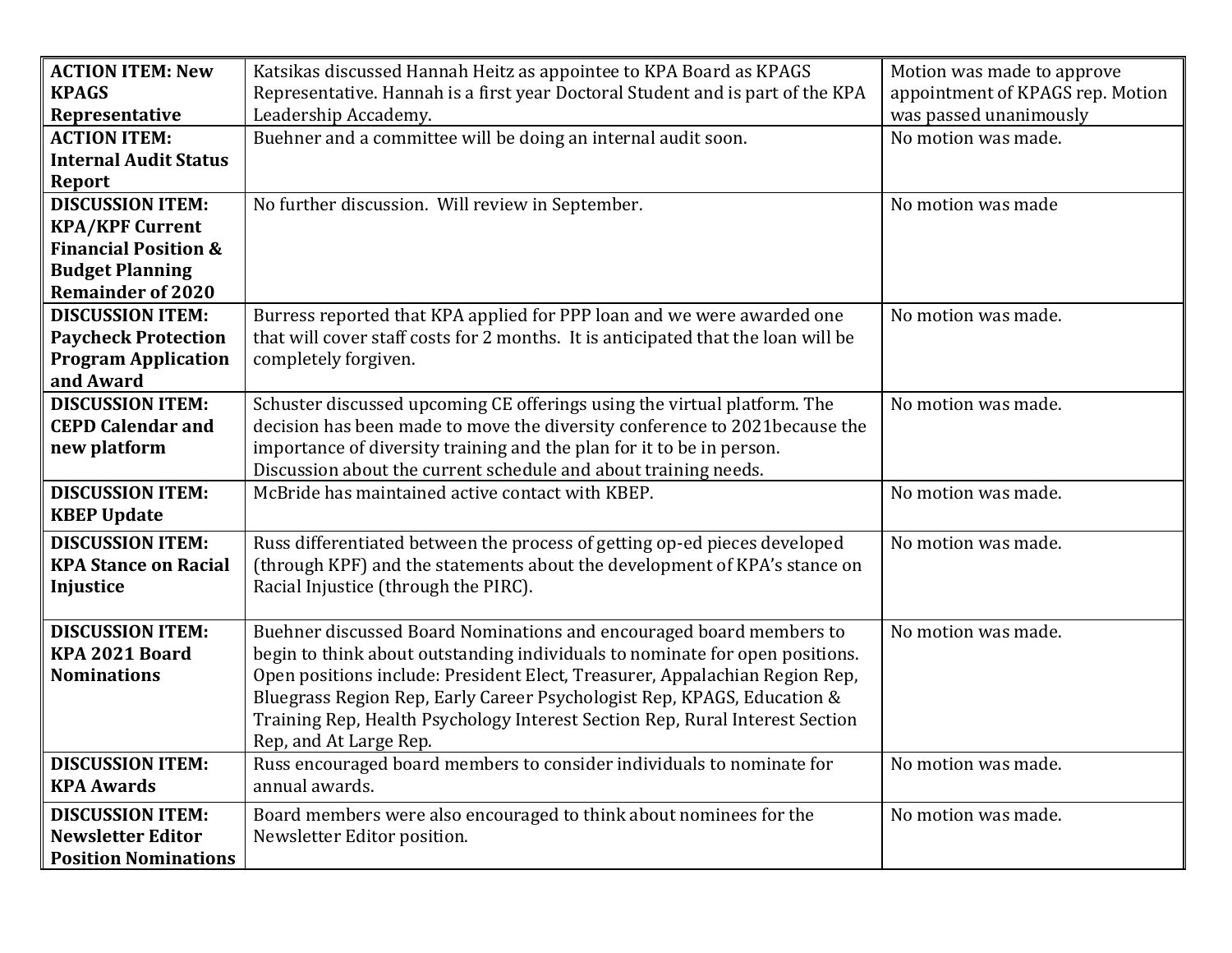| **ACTION ITEM: New KPAGS Representative** | Katsikas discussed Hannah Heitz as appointee to KPA Board as KPAGS Representative. Hannah is a first year Doctoral Student and is part of the KPA Leadership Accademy. | Motion was made to approve appointment of KPAGS rep. Motion was passed unanimously |
|---|---|---|
| **ACTION ITEM: Internal Audit Status Report** | Buehner and a committee will be doing an internal audit soon. | No motion was made. |
| **DISCUSSION ITEM: KPA/KPF Current Financial Position & Budget Planning Remainder of 2020** | No further discussion. Will review in September. | No motion was made |
| **DISCUSSION ITEM: Paycheck Protection Program Application and Award** | Burress reported that KPA applied for PPP loan and we were awarded one that will cover staff costs for 2 months. It is anticipated that the loan will be completely forgiven. | No motion was made. |
| **DISCUSSION ITEM: CEPD Calendar and new platform** | Schuster discussed upcoming CE offerings using the virtual platform. The decision has been made to move the diversity conference to 2021because the importance of diversity training and the plan for it to be in person. Discussion about the current schedule and about training needs. | No motion was made. |
| **DISCUSSION ITEM: KBEP Update** | McBride has maintained active contact with KBEP. | No motion was made. |
| **DISCUSSION ITEM: KPA Stance on Racial Injustice** | Russ differentiated between the process of getting op-ed pieces developed (through KPF) and the statements about the development of KPA's stance on Racial Injustice (through the PIRC). | No motion was made. |
| **DISCUSSION ITEM: KPA 2021 Board Nominations** | Buehner discussed Board Nominations and encouraged board members to begin to think about outstanding individuals to nominate for open positions. Open positions include: President Elect, Treasurer, Appalachian Region Rep, Bluegrass Region Rep, Early Career Psychologist Rep, KPAGS, Education & Training Rep, Health Psychology Interest Section Rep, Rural Interest Section Rep, and At Large Rep. | No motion was made. |
| **DISCUSSION ITEM: KPA Awards** | Russ encouraged board members to consider individuals to nominate for annual awards. | No motion was made. |
| **DISCUSSION ITEM: Newsletter Editor Position Nominations** | Board members were also encouraged to think about nominees for the Newsletter Editor position. | No motion was made. |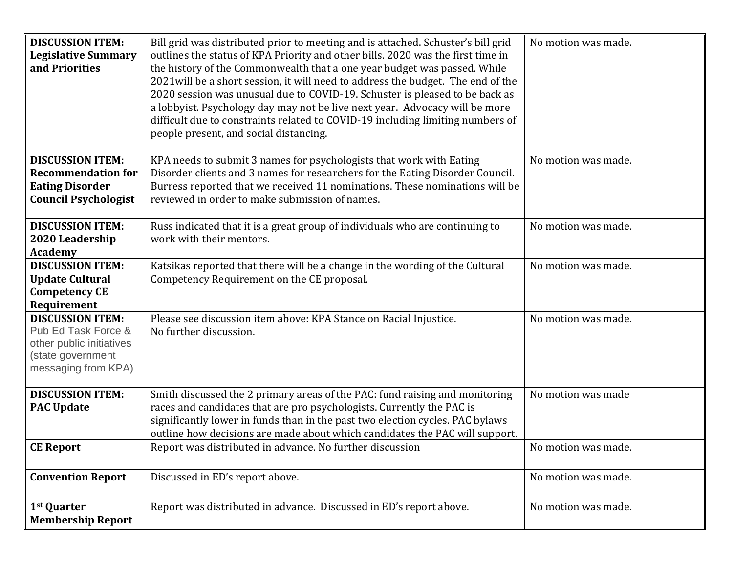| **DISCUSSION ITEM: Legislative Summary and Priorities** | Bill grid was distributed prior to meeting and is attached. Schuster's bill grid outlines the status of KPA Priority and other bills. 2020 was the first time in the history of the Commonwealth that a one year budget was passed. While 2021will be a short session, it will need to address the budget. The end of the 2020 session was unusual due to COVID-19. Schuster is pleased to be back as a lobbyist. Psychology day may not be live next year. Advocacy will be more difficult due to constraints related to COVID-19 including limiting numbers of people present, and social distancing. | No motion was made. |
|---|---|---|
| **DISCUSSION ITEM: Recommendation for Eating Disorder Council Psychologist** | KPA needs to submit 3 names for psychologists that work with Eating Disorder clients and 3 names for researchers for the Eating Disorder Council. Burress reported that we received 11 nominations. These nominations will be reviewed in order to make submission of names. | No motion was made. |
| **DISCUSSION ITEM: 2020 Leadership Academy** | Russ indicated that it is a great group of individuals who are continuing to work with their mentors. | No motion was made. |
| **DISCUSSION ITEM: Update Cultural Competency CE Requirement** | Katsikas reported that there will be a change in the wording of the Cultural Competency Requirement on the CE proposal. | No motion was made. |
| **DISCUSSION ITEM:** Pub Ed Task Force & other public initiatives (state government messaging from KPA) | Please see discussion item above: KPA Stance on Racial Injustice. No further discussion. | No motion was made. |
| **DISCUSSION ITEM: PAC Update** | Smith discussed the 2 primary areas of the PAC: fund raising and monitoring races and candidates that are pro psychologists. Currently the PAC is significantly lower in funds than in the past two election cycles. PAC bylaws outline how decisions are made about which candidates the PAC will support. | No motion was made |
| **CE Report** | Report was distributed in advance. No further discussion | No motion was made. |
| **Convention Report** | Discussed in ED's report above. | No motion was made. |
| **1st Quarter Membership Report** | Report was distributed in advance. Discussed in ED's report above. | No motion was made. |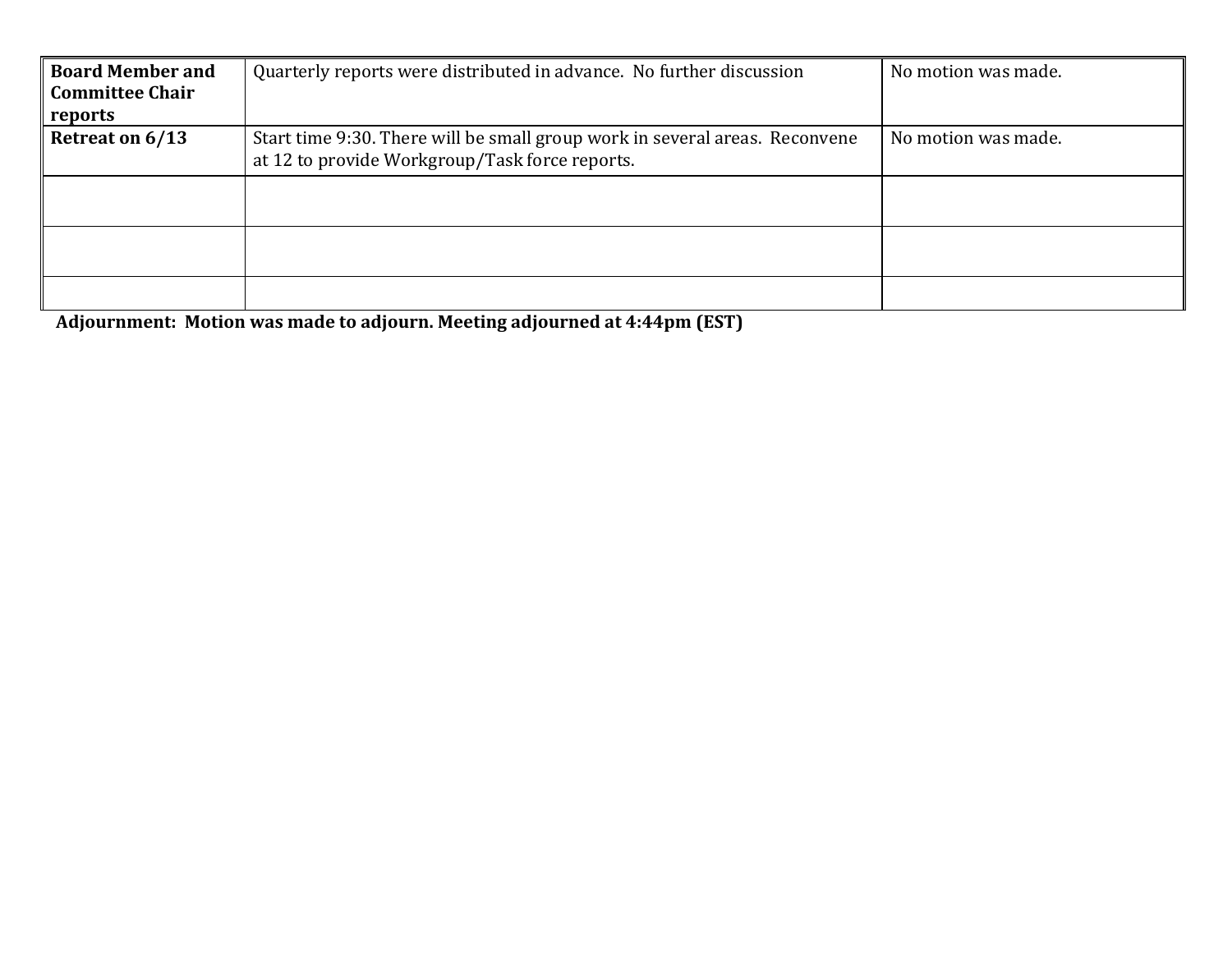| | | |
|---|---|---|
| **Board Member and Committee Chair reports** | Quarterly reports were distributed in advance. No further discussion | No motion was made. |
| **Retreat on 6/13** | Start time 9:30. There will be small group work in several areas. Reconvene at 12 to provide Workgroup/Task force reports. | No motion was made. |
| | | |
| | | |
| | | |

**Adjournment: Motion was made to adjourn. Meeting adjourned at 4:44pm (EST)**